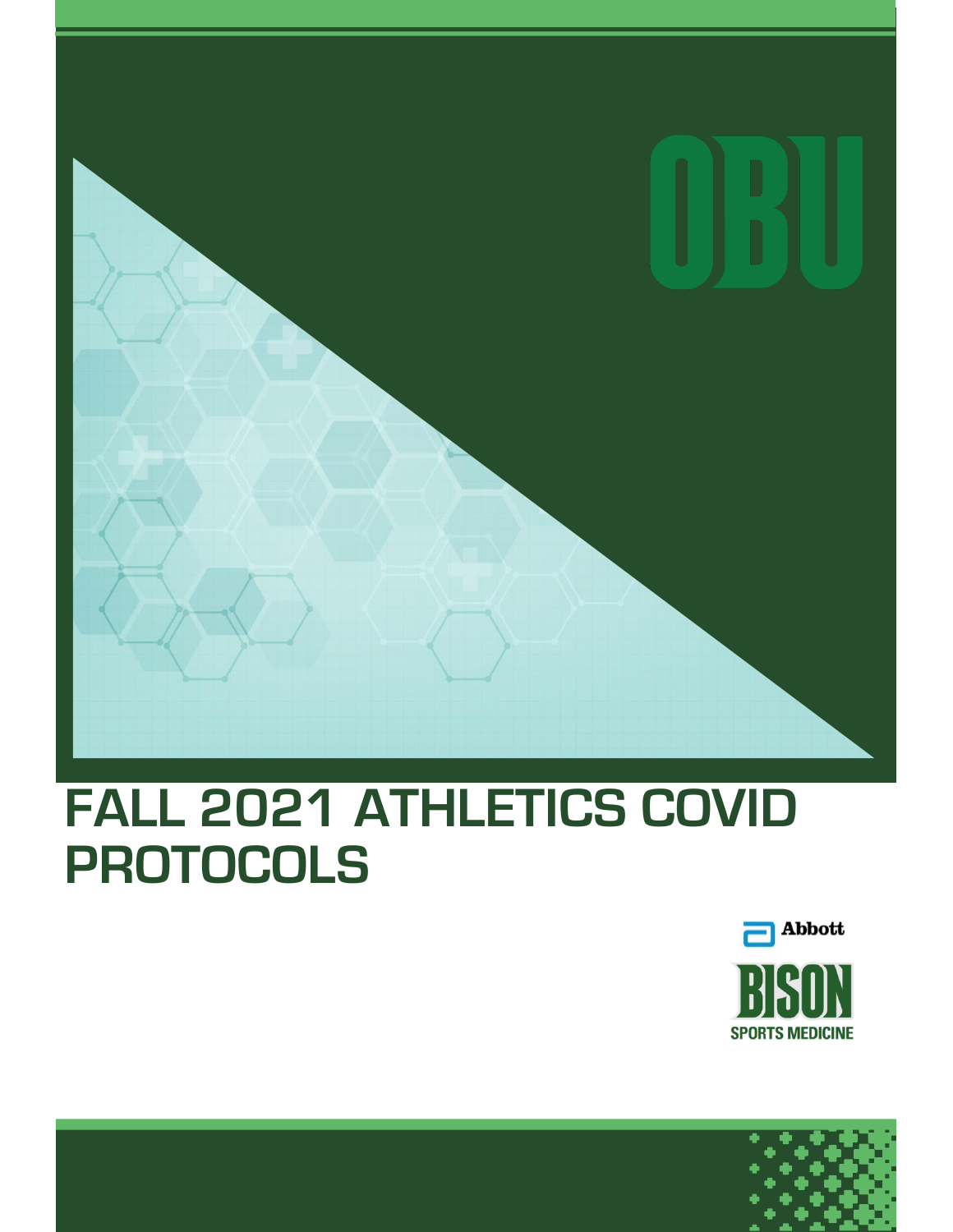OBU

# FALL 2021 ATHLETICS COVID PROTOCOLS

Abbott

BISON

SPORTS MEDICINE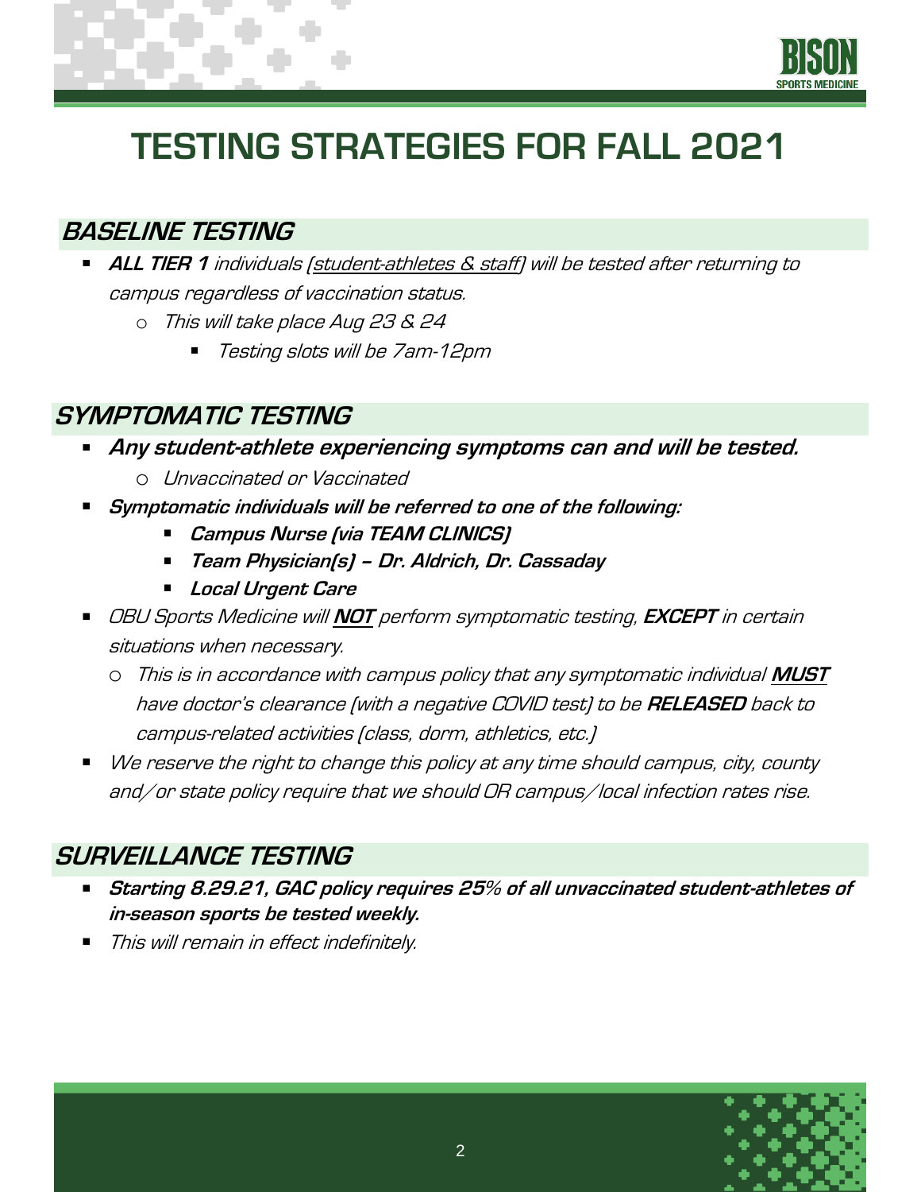# TESTING STRATEGIES FOR FALL 2021

## *BASELINE TESTING*

- ***ALL TIER 1*** *individuals (student-athletes & staff) will be tested after returning to campus regardless of vaccination status.*
  - *This will take place Aug 23 & 24*
    - *Testing slots will be 7am-12pm*

## *SYMPTOMATIC TESTING*

- ***Any student-athlete experiencing symptoms can and will be tested.***
  - *Unvaccinated or Vaccinated*
- ***Symptomatic individuals will be referred to one of the following:***
  - ***Campus Nurse (via TEAM CLINICS)***
  - ***Team Physician(s) – Dr. Aldrich, Dr. Cassaday***
  - ***Local Urgent Care***
- *OBU Sports Medicine will* ***NOT*** *perform symptomatic testing,* ***EXCEPT*** *in certain situations when necessary.*
  - *This is in accordance with campus policy that any symptomatic individual* ***MUST*** *have doctor's clearance (with a negative COVID test) to be* ***RELEASED*** *back to campus-related activities (class, dorm, athletics, etc.)*
- *We reserve the right to change this policy at any time should campus, city, county and/or state policy require that we should OR campus/local infection rates rise.*

## *SURVEILLANCE TESTING*

- ***Starting 8.29.21, GAC policy requires 25% of all unvaccinated student-athletes of in-season sports be tested weekly.***
- *This will remain in effect indefinitely.*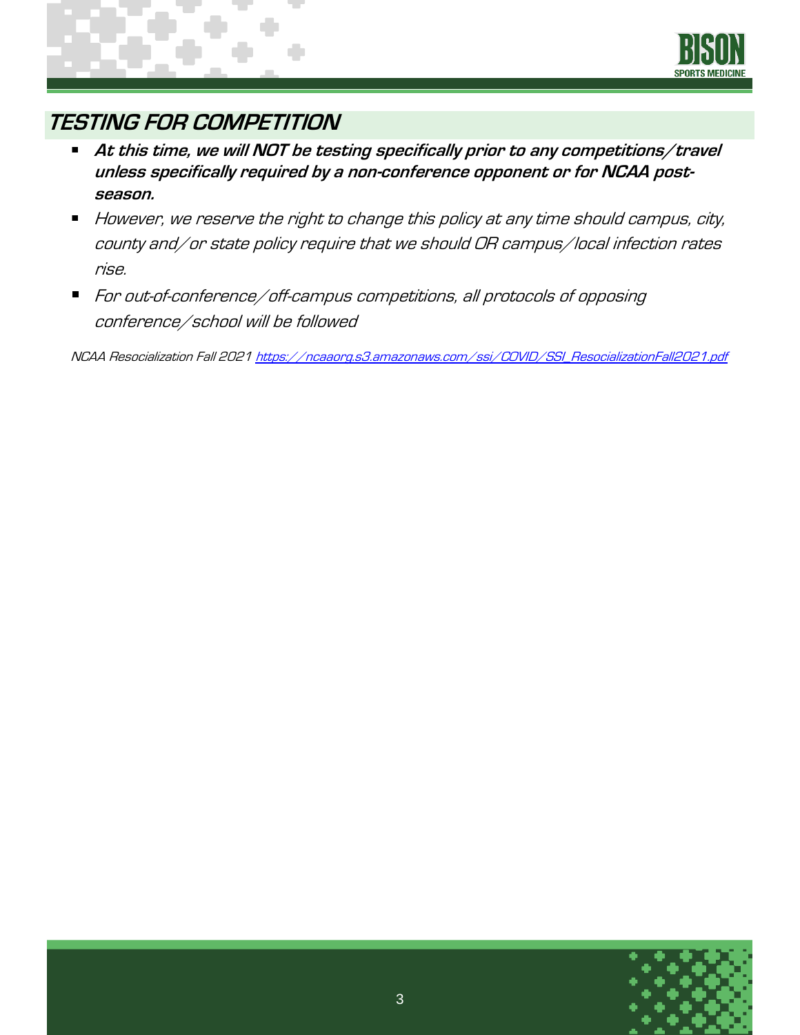## *TESTING FOR COMPETITION*

- ***At this time, we will NOT be testing specifically prior to any competitions/travel unless specifically required by a non-conference opponent or for NCAA post-season.***
- *However, we reserve the right to change this policy at any time should campus, city, county and/or state policy require that we should OR campus/local infection rates rise.*
- *For out-of-conference/off-campus competitions, all protocols of opposing conference/school will be followed*

*NCAA Resocialization Fall 2021 [https://ncaaorg.s3.amazonaws.com/ssi/COVID/SSI_ResocializationFall2021.pdf](https://ncaaorg.s3.amazonaws.com/ssi/COVID/SSI_ResocializationFall2021.pdf)*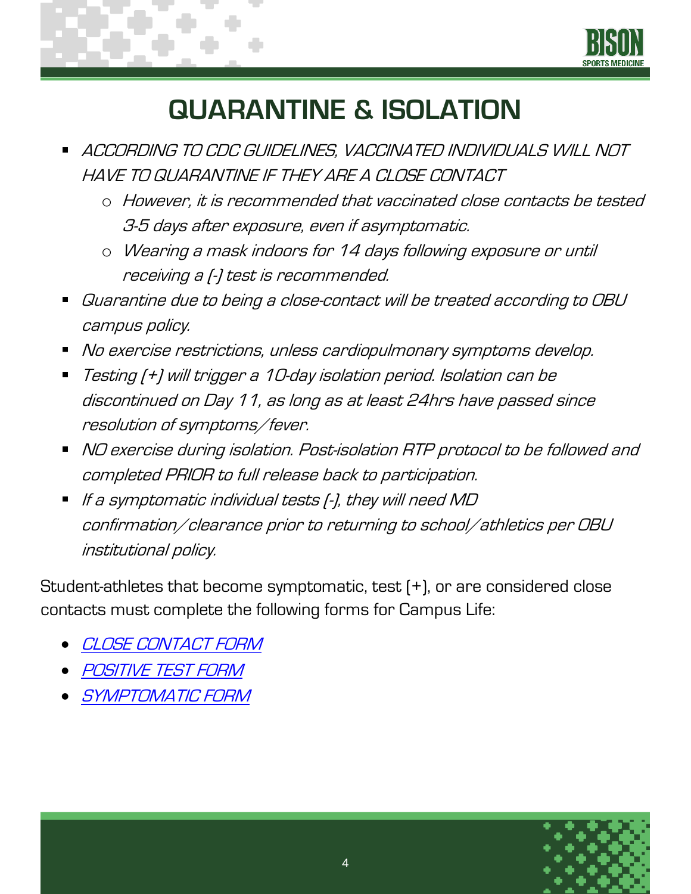# QUARANTINE & ISOLATION

- *ACCORDING TO CDC GUIDELINES, VACCINATED INDIVIDUALS WILL NOT HAVE TO QUARANTINE IF THEY ARE A CLOSE CONTACT*
  - *However, it is recommended that vaccinated close contacts be tested 3-5 days after exposure, even if asymptomatic.*
  - *Wearing a mask indoors for 14 days following exposure or until receiving a (-) test is recommended.*
- *Quarantine due to being a close-contact will be treated according to OBU campus policy.*
- *No exercise restrictions, unless cardiopulmonary symptoms develop.*
- *Testing (+) will trigger a 10-day isolation period. Isolation can be discontinued on Day 11, as long as at least 24hrs have passed since resolution of symptoms/fever.*
- *NO exercise during isolation. Post-isolation RTP protocol to be followed and completed PRIOR to full release back to participation.*
- *If a symptomatic individual tests (-), they will need MD confirmation/clearance prior to returning to school/athletics per OBU institutional policy.*

Student-athletes that become symptomatic, test (+), or are considered close contacts must complete the following forms for Campus Life:

- *CLOSE CONTACT FORM*
- *POSITIVE TEST FORM*
- *SYMPTOMATIC FORM*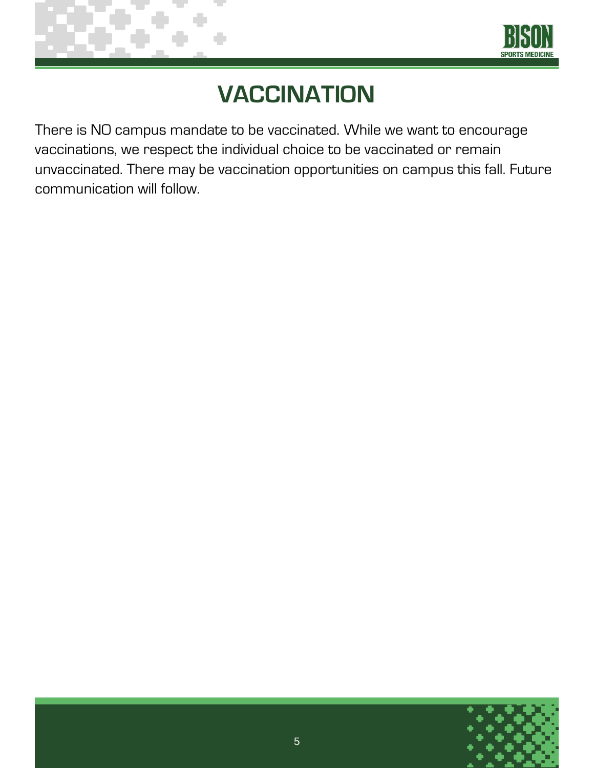# VACCINATION

There is NO campus mandate to be vaccinated. While we want to encourage vaccinations, we respect the individual choice to be vaccinated or remain unvaccinated. There may be vaccination opportunities on campus this fall. Future communication will follow.